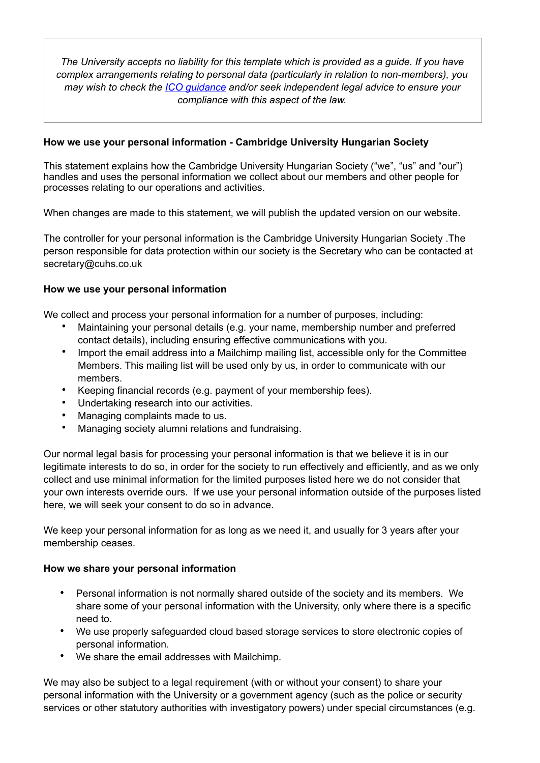*The University accepts no liability for this template which is provided as a guide. If you have complex arrangements relating to personal data (particularly in relation to non-members), you may wish to check the [ICO guidance](ICO guidance) and/or seek independent legal advice to ensure your compliance with this aspect of the law.*

**How we use your personal information - Cambridge University Hungarian Society**

This statement explains how the Cambridge University Hungarian Society ("we", "us" and "our") handles and uses the personal information we collect about our members and other people for processes relating to our operations and activities.

When changes are made to this statement, we will publish the updated version on our website.

The controller for your personal information is the Cambridge University Hungarian Society .The person responsible for data protection within our society is the Secretary who can be contacted at secretary@cuhs.co.uk

**How we use your personal information**

We collect and process your personal information for a number of purposes, including:

- Maintaining your personal details (e.g. your name, membership number and preferred contact details), including ensuring effective communications with you.
- Import the email address into a Mailchimp mailing list, accessible only for the Committee Members. This mailing list will be used only by us, in order to communicate with our members.
- Keeping financial records (e.g. payment of your membership fees).
- Undertaking research into our activities.
- Managing complaints made to us.
- Managing society alumni relations and fundraising.

Our normal legal basis for processing your personal information is that we believe it is in our legitimate interests to do so, in order for the society to run effectively and efficiently, and as we only collect and use minimal information for the limited purposes listed here we do not consider that your own interests override ours. If we use your personal information outside of the purposes listed here, we will seek your consent to do so in advance.

We keep your personal information for as long as we need it, and usually for 3 years after your membership ceases.

**How we share your personal information**

- Personal information is not normally shared outside of the society and its members. We share some of your personal information with the University, only where there is a specific need to.
- We use properly safeguarded cloud based storage services to store electronic copies of personal information.
- We share the email addresses with Mailchimp.

We may also be subject to a legal requirement (with or without your consent) to share your personal information with the University or a government agency (such as the police or security services or other statutory authorities with investigatory powers) under special circumstances (e.g.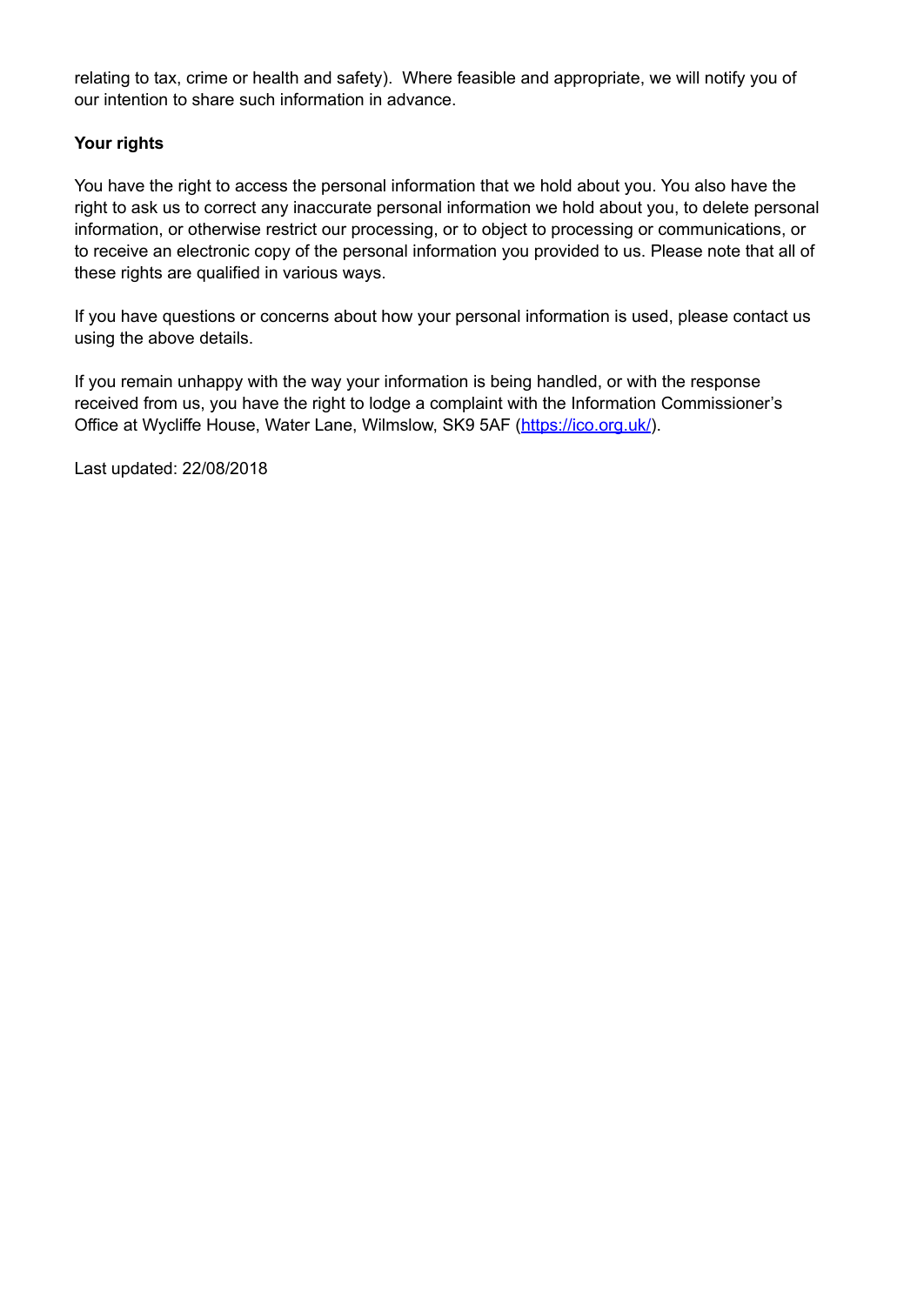relating to tax, crime or health and safety). Where feasible and appropriate, we will notify you of our intention to share such information in advance.

**Your rights**

You have the right to access the personal information that we hold about you. You also have the right to ask us to correct any inaccurate personal information we hold about you, to delete personal information, or otherwise restrict our processing, or to object to processing or communications, or to receive an electronic copy of the personal information you provided to us. Please note that all of these rights are qualified in various ways.

If you have questions or concerns about how your personal information is used, please contact us using the above details.

If you remain unhappy with the way your information is being handled, or with the response received from us, you have the right to lodge a complaint with the Information Commissioner's Office at Wycliffe House, Water Lane, Wilmslow, SK9 5AF (https://ico.org.uk/).

Last updated: 22/08/2018